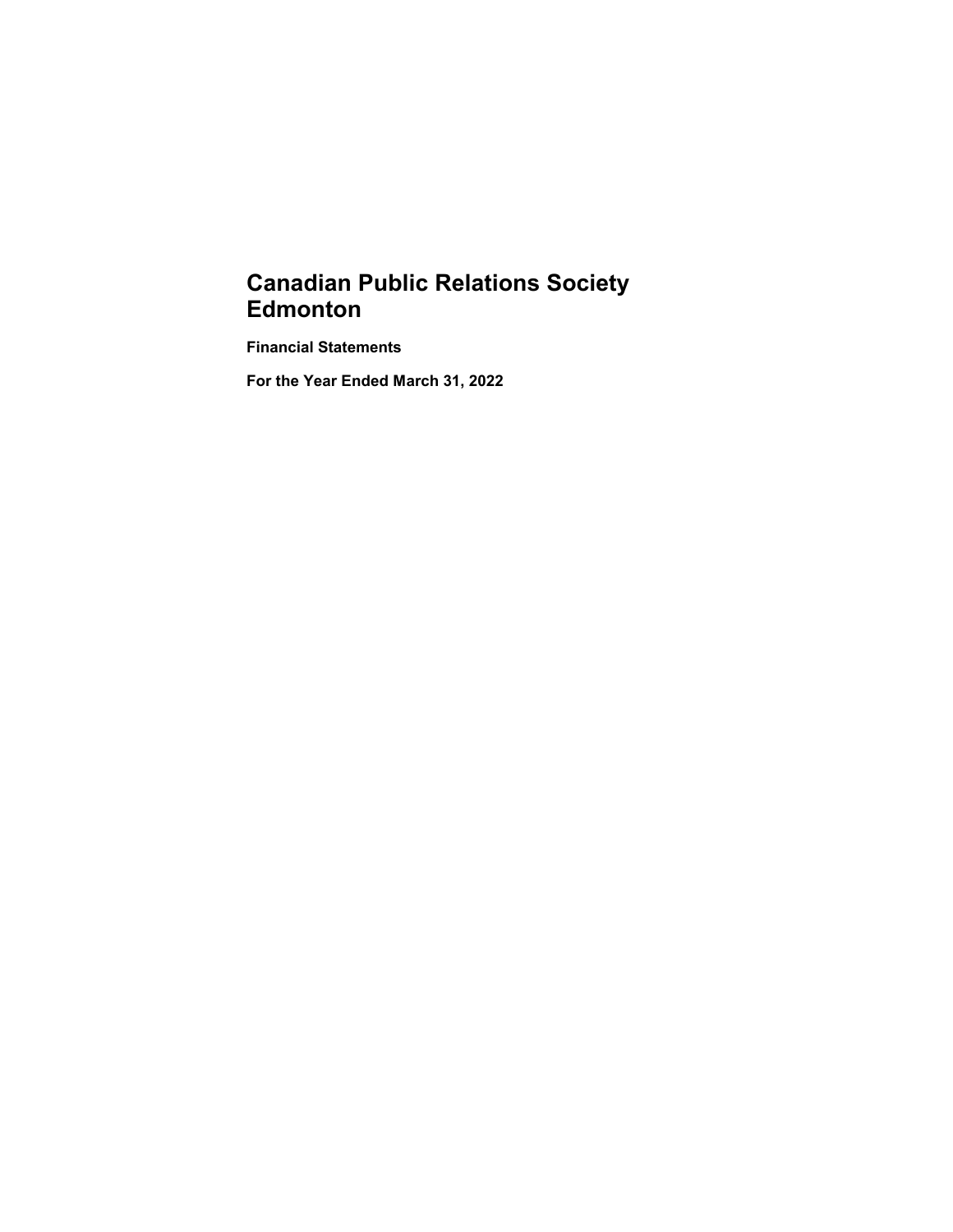# Canadian Public Relations Society Edmonton

## Financial Statements

## For the Year Ended March 31, 2022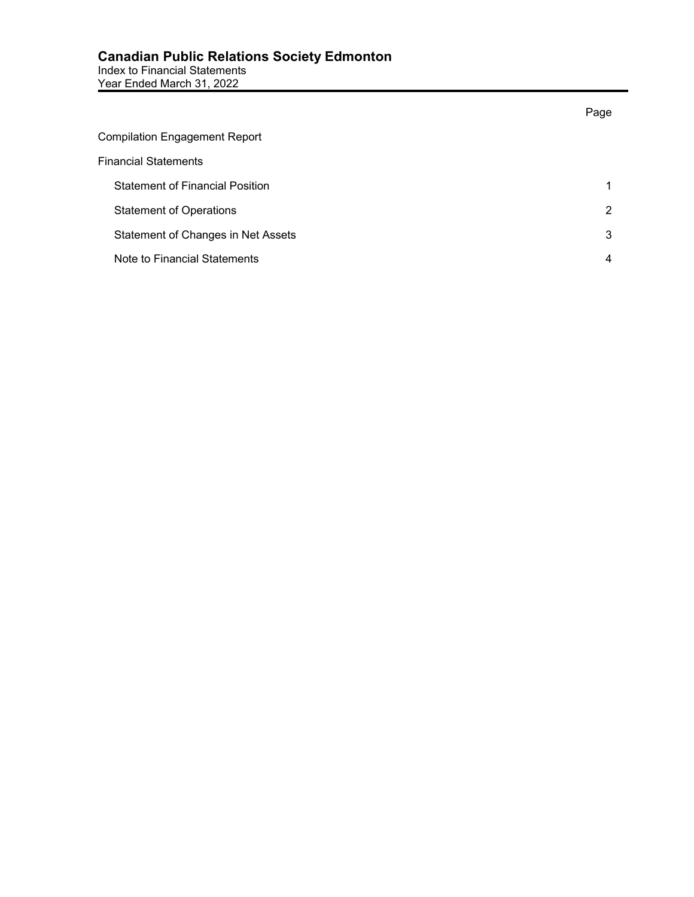# Canadian Public Relations Society Edmonton

Index to Financial Statements

Year Ended March 31, 2022

| | Page |
|---|---|
| Compilation Engagement Report | |
| Financial Statements | |
| Statement of Financial Position | 1 |
| Statement of Operations | 2 |
| Statement of Changes in Net Assets | 3 |
| Note to Financial Statements | 4 |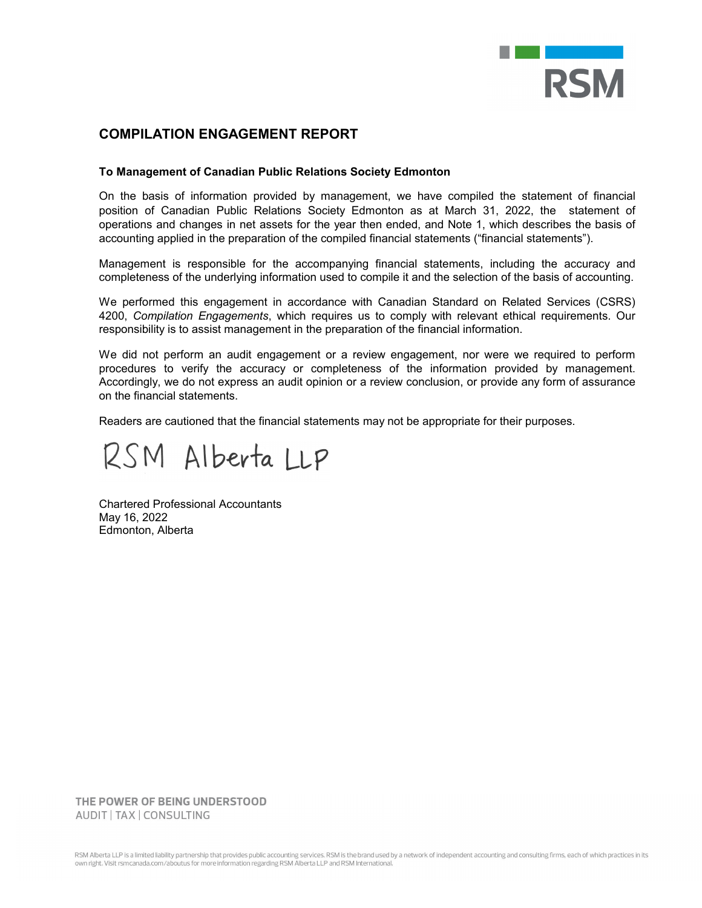# COMPILATION ENGAGEMENT REPORT

**To Management of Canadian Public Relations Society Edmonton**

On the basis of information provided by management, we have compiled the statement of financial position of Canadian Public Relations Society Edmonton as at March 31, 2022, the statement of operations and changes in net assets for the year then ended, and Note 1, which describes the basis of accounting applied in the preparation of the compiled financial statements ("financial statements").

Management is responsible for the accompanying financial statements, including the accuracy and completeness of the underlying information used to compile it and the selection of the basis of accounting.

We performed this engagement in accordance with Canadian Standard on Related Services (CSRS) 4200, *Compilation Engagements*, which requires us to comply with relevant ethical requirements. Our responsibility is to assist management in the preparation of the financial information.

We did not perform an audit engagement or a review engagement, nor were we required to perform procedures to verify the accuracy or completeness of the information provided by management. Accordingly, we do not express an audit opinion or a review conclusion, or provide any form of assurance on the financial statements.

Readers are cautioned that the financial statements may not be appropriate for their purposes.

RSM Alberta LLP

Chartered Professional Accountants
May 16, 2022
Edmonton, Alberta

THE POWER OF BEING UNDERSTOOD
AUDIT | TAX | CONSULTING

RSM Alberta LLP is a limited liability partnership that provides public accounting services. RSM is the brand used by a network of independent accounting and consulting firms, each of which practices in its own right. Visit rsmcanada.com/aboutus for more information regarding RSM Alberta LLP and RSM International.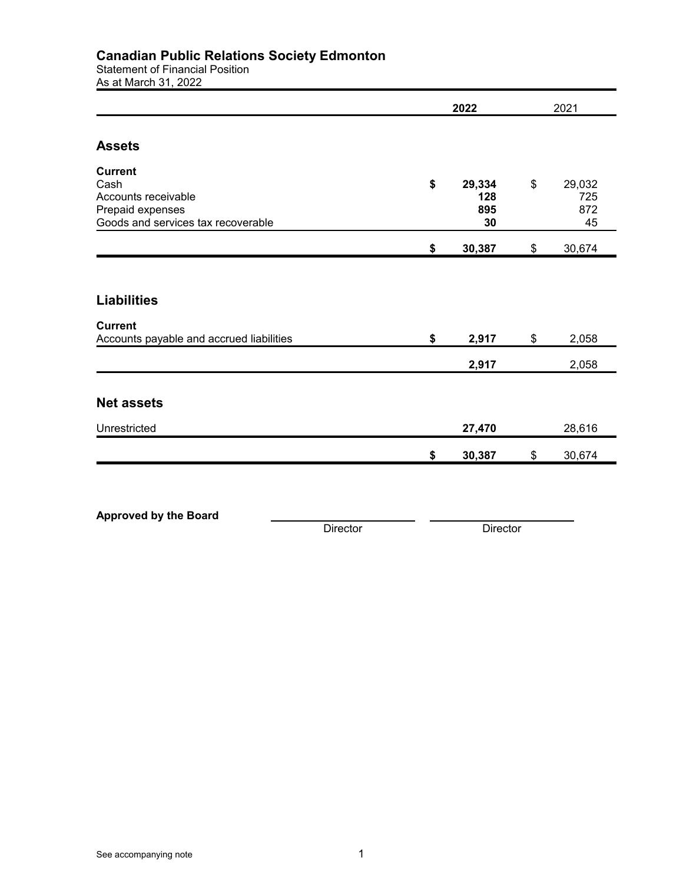# Canadian Public Relations Society Edmonton

Statement of Financial Position
As at March 31, 2022

| | 2022 | 2021 |
|---|---|---|
| **Assets** | | |
| **Current** | | |
| Cash | **$ 29,334** | $ 29,032 |
| Accounts receivable | **128** | 725 |
| Prepaid expenses | **895** | 872 |
| Goods and services tax recoverable | **30** | 45 |
| | **$ 30,387** | $ 30,674 |
| **Liabilities** | | |
| **Current** | | |
| Accounts payable and accrued liabilities | **$ 2,917** | $ 2,058 |
| | **2,917** | 2,058 |
| **Net assets** | | |
| Unrestricted | **27,470** | 28,616 |
| | **$ 30,387** | $ 30,674 |

**Approved by the Board**

\_\_\_\_\_\_\_\_\_\_\_\_\_\_\_\_\_\_\_\_ Director

\_\_\_\_\_\_\_\_\_\_\_\_\_\_\_\_\_\_\_\_ Director

See accompanying note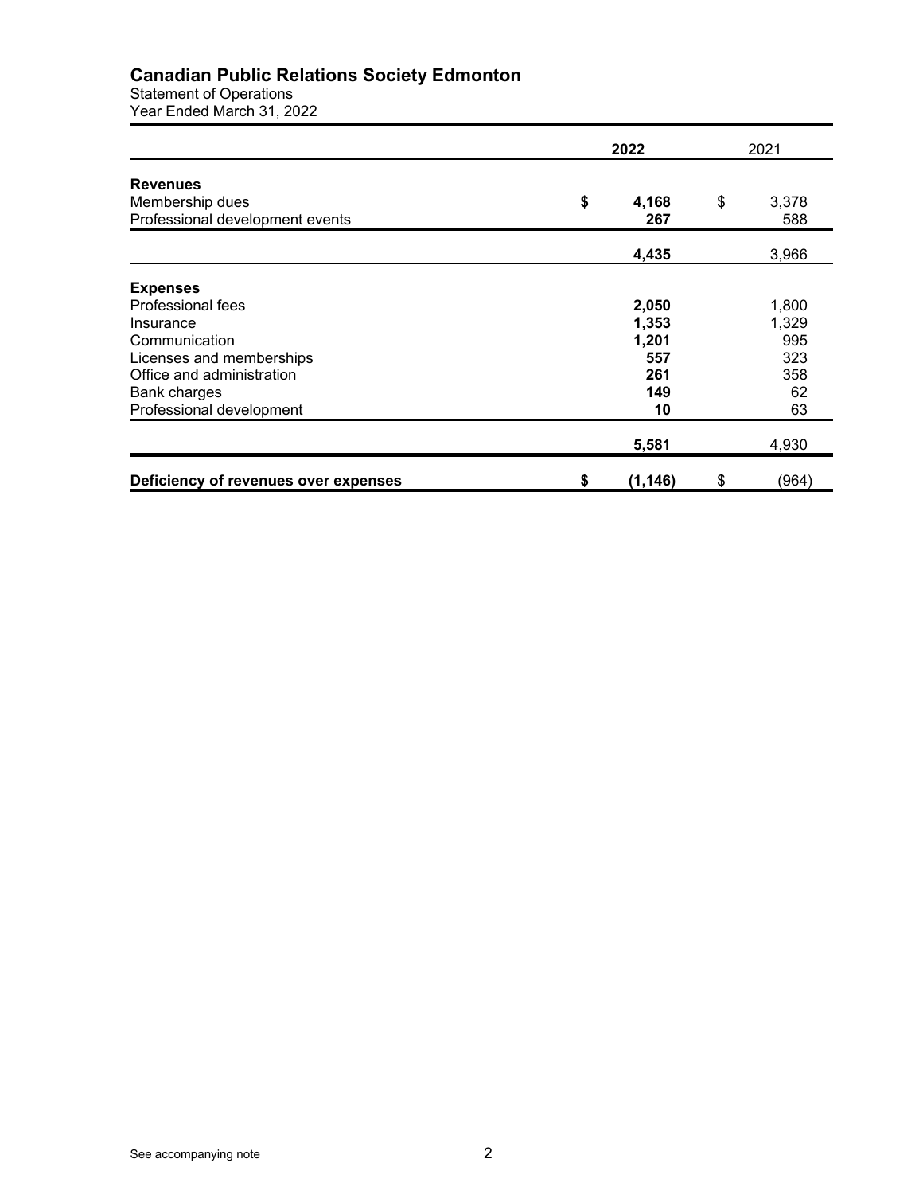# Canadian Public Relations Society Edmonton

Statement of Operations
Year Ended March 31, 2022

| | 2022 | 2021 |
|---|---|---|
| **Revenues** | | |
| Membership dues | **$ 4,168** | $ 3,378 |
| Professional development events | **267** | 588 |
| | **4,435** | 3,966 |
| **Expenses** | | |
| Professional fees | **2,050** | 1,800 |
| Insurance | **1,353** | 1,329 |
| Communication | **1,201** | 995 |
| Licenses and memberships | **557** | 323 |
| Office and administration | **261** | 358 |
| Bank charges | **149** | 62 |
| Professional development | **10** | 63 |
| | **5,581** | 4,930 |
| **Deficiency of revenues over expenses** | **$ (1,146)** | $ (964) |

See accompanying note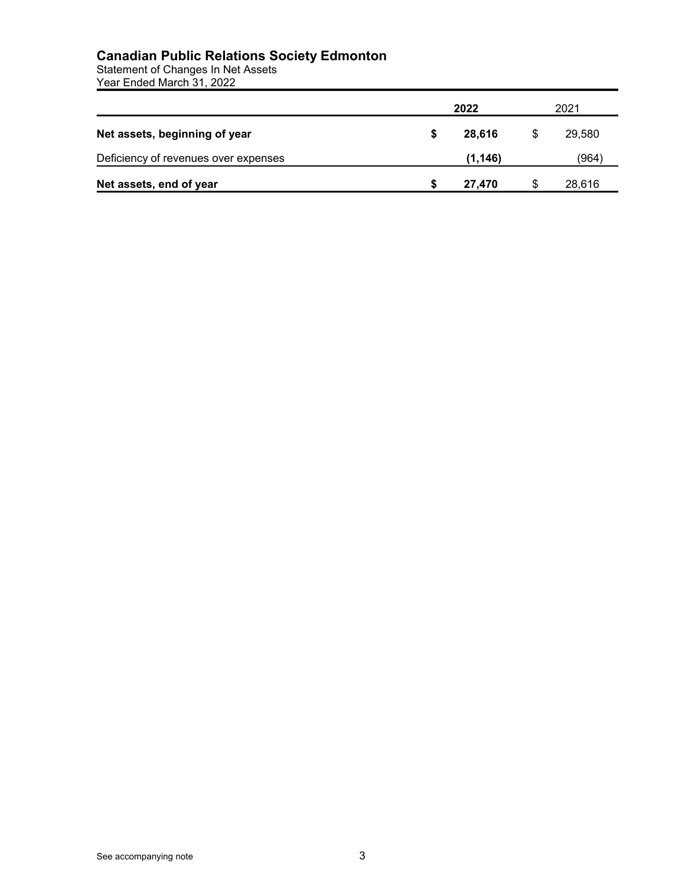# Canadian Public Relations Society Edmonton

Statement of Changes In Net Assets
Year Ended March 31, 2022

| | 2022 | 2021 |
|---|---|---|
| **Net assets, beginning of year** | **$ 28,616** | $ 29,580 |
| Deficiency of revenues over expenses | **(1,146)** | (964) |
| **Net assets, end of year** | **$ 27,470** | $ 28,616 |

See accompanying note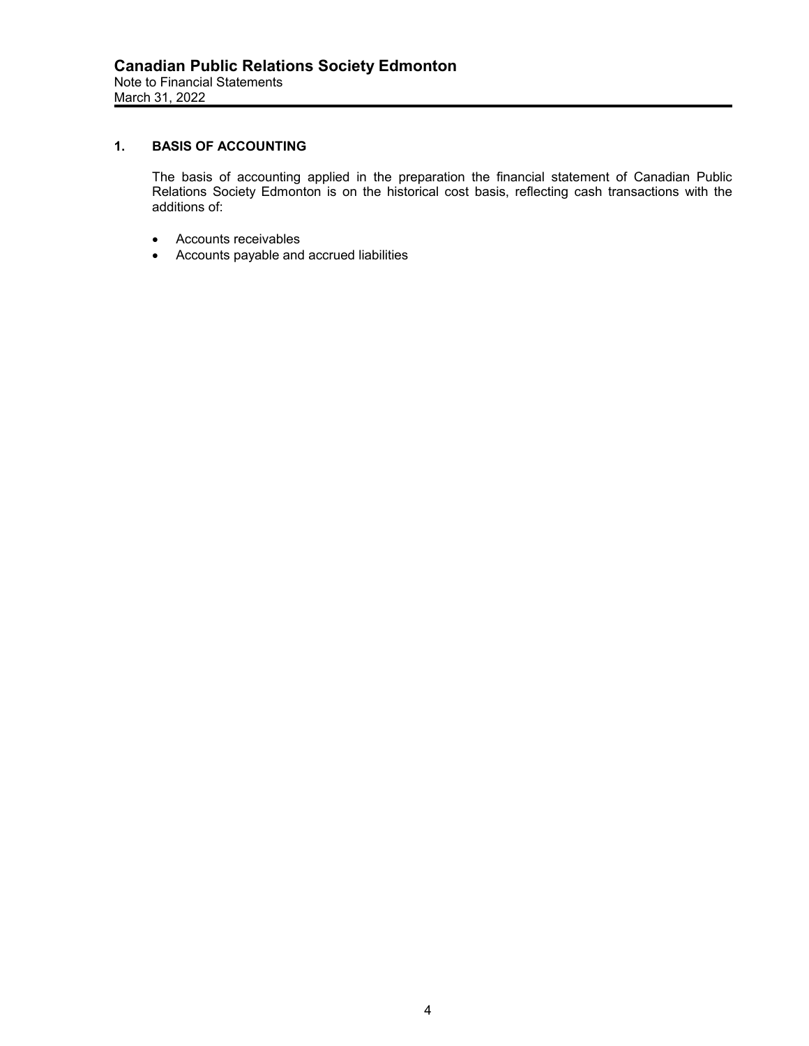# Canadian Public Relations Society Edmonton

Note to Financial Statements
March 31, 2022

## 1. BASIS OF ACCOUNTING

The basis of accounting applied in the preparation the financial statement of Canadian Public Relations Society Edmonton is on the historical cost basis, reflecting cash transactions with the additions of:

- Accounts receivables
- Accounts payable and accrued liabilities